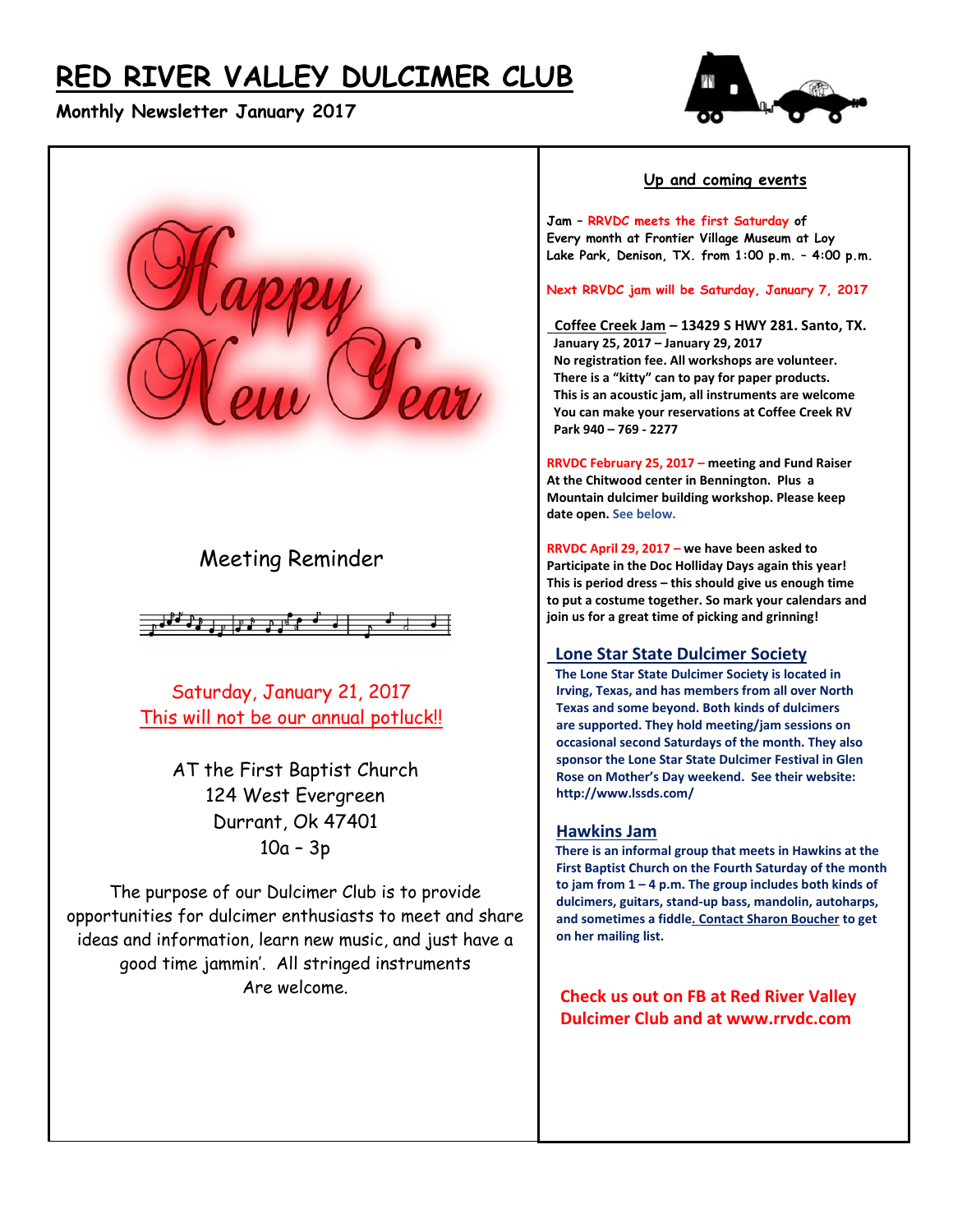# RED RIVER VALLEY DULCIMER CLUB

**Monthly Newsletter January 2017**

Happy New Year

## Meeting Reminder

Saturday, January 21, 2017

This will not be our annual potluck!!

AT the First Baptist Church
124 West Evergreen
Durrant, Ok 47401
10a – 3p

The purpose of our Dulcimer Club is to provide opportunities for dulcimer enthusiasts to meet and share ideas and information, learn new music, and just have a good time jammin'. All stringed instruments Are welcome.

## Up and coming events

**Jam – RRVDC meets the first Saturday of Every month at Frontier Village Museum at Loy Lake Park, Denison, TX. from 1:00 p.m. – 4:00 p.m.**

**Next RRVDC jam will be Saturday, January 7, 2017**

**Coffee Creek Jam – 13429 S HWY 281. Santo, TX.**
**January 25, 2017 – January 29, 2017**
**No registration fee. All workshops are volunteer.**
**There is a "kitty" can to pay for paper products.**
**This is an acoustic jam, all instruments are welcome**
**You can make your reservations at Coffee Creek RV Park 940 – 769 - 2277**

**RRVDC February 25, 2017 – meeting and Fund Raiser At the Chitwood center in Bennington. Plus a Mountain dulcimer building workshop. Please keep date open. See below.**

**RRVDC April 29, 2017 – we have been asked to Participate in the Doc Holliday Days again this year! This is period dress – this should give us enough time to put a costume together. So mark your calendars and join us for a great time of picking and grinning!**

### Lone Star State Dulcimer Society

**The Lone Star State Dulcimer Society is located in Irving, Texas, and has members from all over North Texas and some beyond. Both kinds of dulcimers are supported. They hold meeting/jam sessions on occasional second Saturdays of the month. They also sponsor the Lone Star State Dulcimer Festival in Glen Rose on Mother's Day weekend. See their website: http://www.lssds.com/**

### Hawkins Jam

**There is an informal group that meets in Hawkins at the First Baptist Church on the Fourth Saturday of the month to jam from 1 – 4 p.m. The group includes both kinds of dulcimers, guitars, stand-up bass, mandolin, autoharps, and sometimes a fiddle. Contact Sharon Boucher to get on her mailing list.**

**Check us out on FB at Red River Valley Dulcimer Club and at www.rrvdc.com**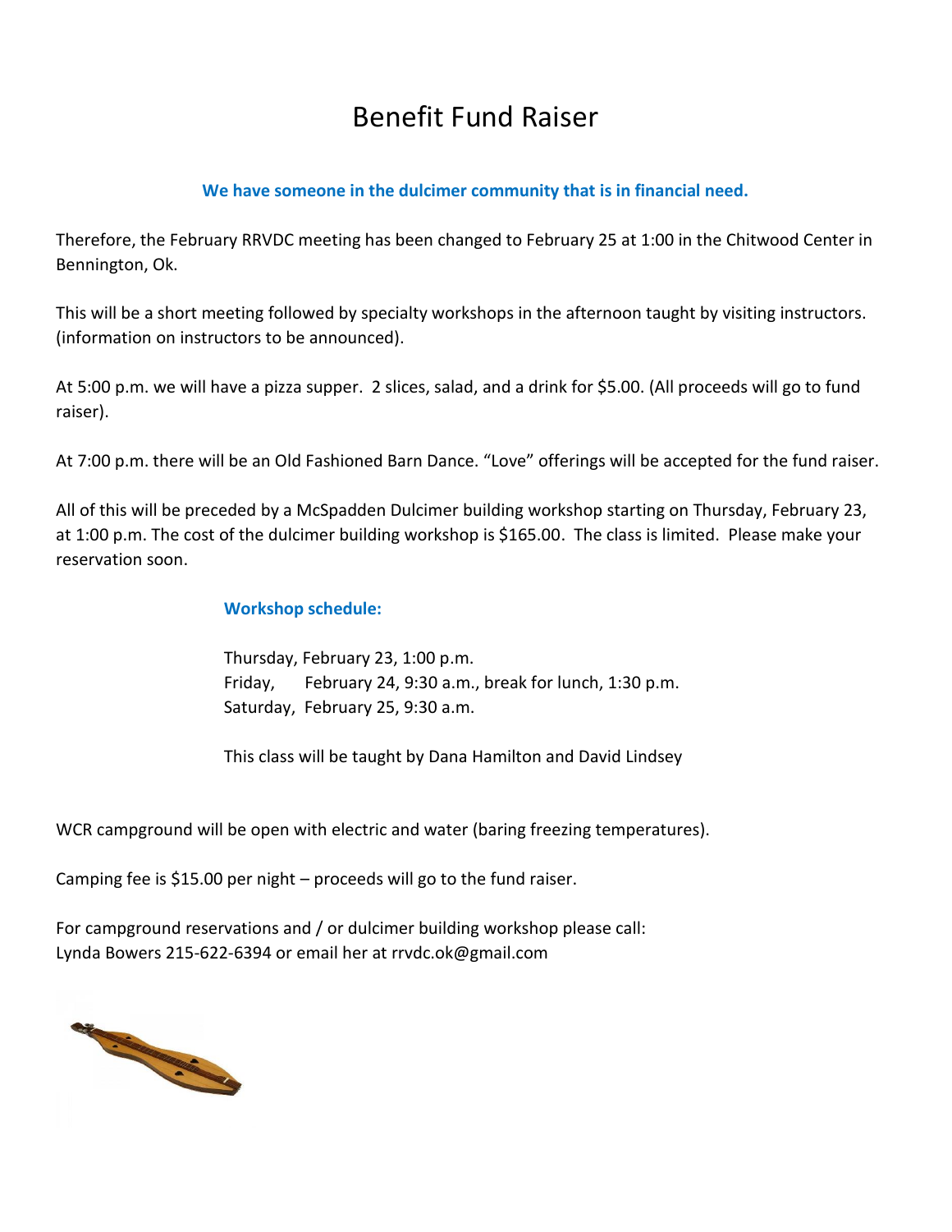# Benefit Fund Raiser

**We have someone in the dulcimer community that is in financial need.**

Therefore, the February RRVDC meeting has been changed to February 25 at 1:00 in the Chitwood Center in Bennington, Ok.

This will be a short meeting followed by specialty workshops in the afternoon taught by visiting instructors. (information on instructors to be announced).

At 5:00 p.m. we will have a pizza supper. 2 slices, salad, and a drink for $5.00. (All proceeds will go to fund raiser).

At 7:00 p.m. there will be an Old Fashioned Barn Dance. "Love" offerings will be accepted for the fund raiser.

All of this will be preceded by a McSpadden Dulcimer building workshop starting on Thursday, February 23, at 1:00 p.m. The cost of the dulcimer building workshop is $165.00. The class is limited. Please make your reservation soon.

**Workshop schedule:**

Thursday, February 23, 1:00 p.m.
Friday, February 24, 9:30 a.m., break for lunch, 1:30 p.m.
Saturday, February 25, 9:30 a.m.

This class will be taught by Dana Hamilton and David Lindsey

WCR campground will be open with electric and water (baring freezing temperatures).

Camping fee is $15.00 per night – proceeds will go to the fund raiser.

For campground reservations and / or dulcimer building workshop please call:
Lynda Bowers 215-622-6394 or email her at rrvdc.ok@gmail.com